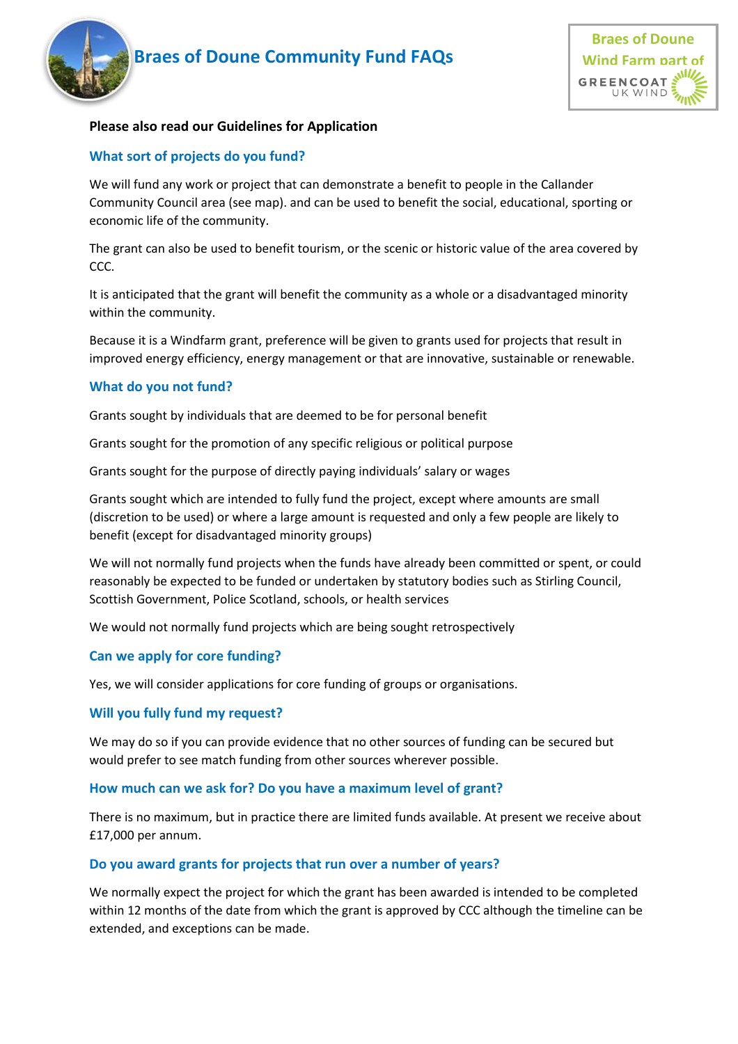# Braes of Doune Community Fund FAQs

Braes of Doune Wind Farm part of GREENCOAT UK WIND

**Please also read our Guidelines for Application**

### What sort of projects do you fund?

We will fund any work or project that can demonstrate a benefit to people in the Callander Community Council area (see map). and can be used to benefit the social, educational, sporting or economic life of the community.

The grant can also be used to benefit tourism, or the scenic or historic value of the area covered by CCC.

It is anticipated that the grant will benefit the community as a whole or a disadvantaged minority within the community.

Because it is a Windfarm grant, preference will be given to grants used for projects that result in improved energy efficiency, energy management or that are innovative, sustainable or renewable.

### What do you not fund?

Grants sought by individuals that are deemed to be for personal benefit

Grants sought for the promotion of any specific religious or political purpose

Grants sought for the purpose of directly paying individuals' salary or wages

Grants sought which are intended to fully fund the project, except where amounts are small (discretion to be used) or where a large amount is requested and only a few people are likely to benefit (except for disadvantaged minority groups)

We will not normally fund projects when the funds have already been committed or spent, or could reasonably be expected to be funded or undertaken by statutory bodies such as Stirling Council, Scottish Government, Police Scotland, schools, or health services

We would not normally fund projects which are being sought retrospectively

### Can we apply for core funding?

Yes, we will consider applications for core funding of groups or organisations.

### Will you fully fund my request?

We may do so if you can provide evidence that no other sources of funding can be secured but would prefer to see match funding from other sources wherever possible.

### How much can we ask for? Do you have a maximum level of grant?

There is no maximum, but in practice there are limited funds available. At present we receive about £17,000 per annum.

### Do you award grants for projects that run over a number of years?

We normally expect the project for which the grant has been awarded is intended to be completed within 12 months of the date from which the grant is approved by CCC although the timeline can be extended, and exceptions can be made.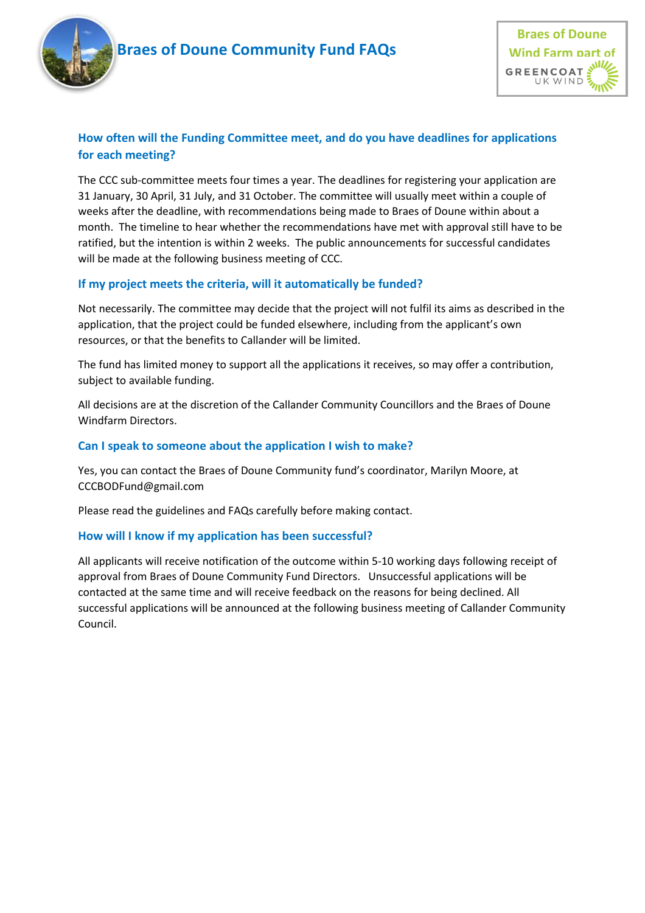# Braes of Doune Community Fund FAQs

Braes of Doune Wind Farm part of GREENCOAT UK WIND

### How often will the Funding Committee meet, and do you have deadlines for applications for each meeting?

The CCC sub-committee meets four times a year. The deadlines for registering your application are 31 January, 30 April, 31 July, and 31 October. The committee will usually meet within a couple of weeks after the deadline, with recommendations being made to Braes of Doune within about a month. The timeline to hear whether the recommendations have met with approval still have to be ratified, but the intention is within 2 weeks. The public announcements for successful candidates will be made at the following business meeting of CCC.

### If my project meets the criteria, will it automatically be funded?

Not necessarily. The committee may decide that the project will not fulfil its aims as described in the application, that the project could be funded elsewhere, including from the applicant's own resources, or that the benefits to Callander will be limited.

The fund has limited money to support all the applications it receives, so may offer a contribution, subject to available funding.

All decisions are at the discretion of the Callander Community Councillors and the Braes of Doune Windfarm Directors.

### Can I speak to someone about the application I wish to make?

Yes, you can contact the Braes of Doune Community fund's coordinator, Marilyn Moore, at CCCBODFund@gmail.com

Please read the guidelines and FAQs carefully before making contact.

### How will I know if my application has been successful?

All applicants will receive notification of the outcome within 5-10 working days following receipt of approval from Braes of Doune Community Fund Directors. Unsuccessful applications will be contacted at the same time and will receive feedback on the reasons for being declined. All successful applications will be announced at the following business meeting of Callander Community Council.